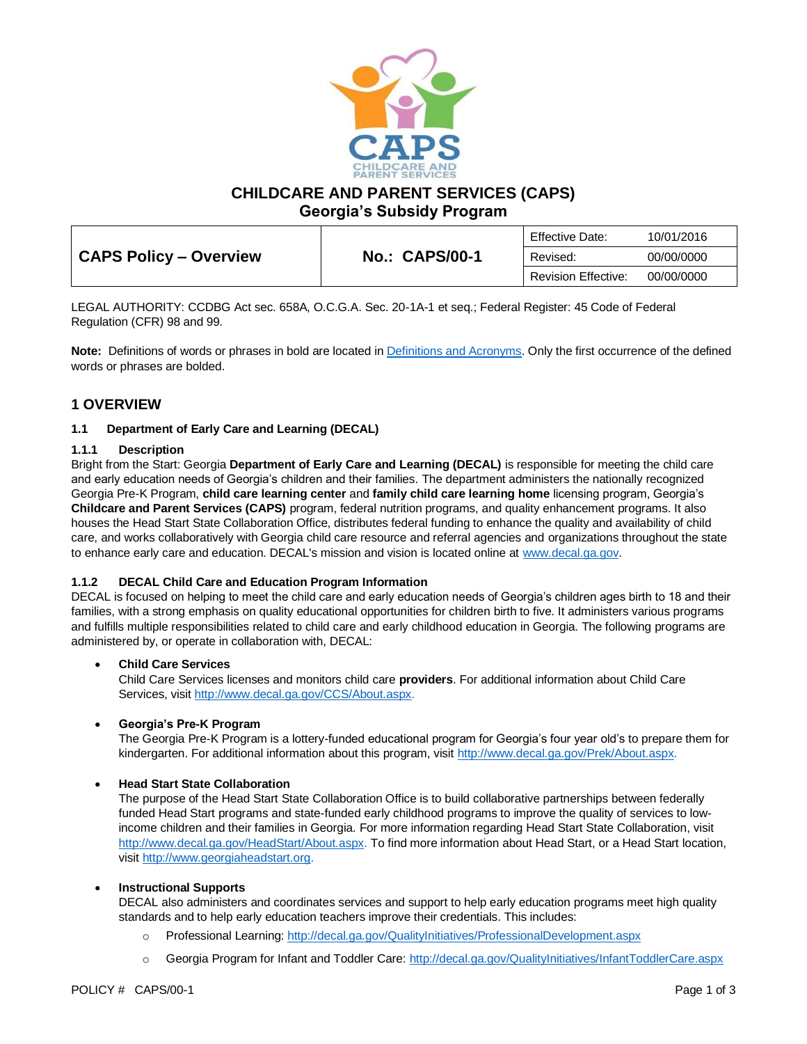# CHILDCARE AND PARENT SERVICES (CAPS)
## Georgia's Subsidy Program

| CAPS Policy – Overview | No.: CAPS/00-1 | Effective Date: | 10/01/2016 |
|---|---|---|---|
| | | Revised: | 00/00/0000 |
| | | Revision Effective: | 00/00/0000 |

LEGAL AUTHORITY: CCDBG Act sec. 658A, O.C.G.A. Sec. 20-1A-1 et seq.; Federal Register: 45 Code of Federal Regulation (CFR) 98 and 99.

**Note:** Definitions of words or phrases in bold are located in Definitions and Acronyms. Only the first occurrence of the defined words or phrases are bolded.

## 1 OVERVIEW

### 1.1 Department of Early Care and Learning (DECAL)

#### 1.1.1 Description

Bright from the Start: Georgia **Department of Early Care and Learning (DECAL)** is responsible for meeting the child care and early education needs of Georgia's children and their families. The department administers the nationally recognized Georgia Pre-K Program, **child care learning center** and **family child care learning home** licensing program, Georgia's **Childcare and Parent Services (CAPS)** program, federal nutrition programs, and quality enhancement programs. It also houses the Head Start State Collaboration Office, distributes federal funding to enhance the quality and availability of child care, and works collaboratively with Georgia child care resource and referral agencies and organizations throughout the state to enhance early care and education. DECAL's mission and vision is located online at www.decal.ga.gov.

#### 1.1.2 DECAL Child Care and Education Program Information

DECAL is focused on helping to meet the child care and early education needs of Georgia's children ages birth to 18 and their families, with a strong emphasis on quality educational opportunities for children birth to five. It administers various programs and fulfills multiple responsibilities related to child care and early childhood education in Georgia. The following programs are administered by, or operate in collaboration with, DECAL:

- **Child Care Services**
  Child Care Services licenses and monitors child care **providers**. For additional information about Child Care Services, visit http://www.decal.ga.gov/CCS/About.aspx.

- **Georgia's Pre-K Program**
  The Georgia Pre-K Program is a lottery-funded educational program for Georgia's four year old's to prepare them for kindergarten. For additional information about this program, visit http://www.decal.ga.gov/Prek/About.aspx.

- **Head Start State Collaboration**
  The purpose of the Head Start State Collaboration Office is to build collaborative partnerships between federally funded Head Start programs and state-funded early childhood programs to improve the quality of services to low-income children and their families in Georgia. For more information regarding Head Start State Collaboration, visit http://www.decal.ga.gov/HeadStart/About.aspx. To find more information about Head Start, or a Head Start location, visit http://www.georgiaheadstart.org.

- **Instructional Supports**
  DECAL also administers and coordinates services and support to help early education programs meet high quality standards and to help early education teachers improve their credentials. This includes:
  - Professional Learning: http://decal.ga.gov/QualityInitiatives/ProfessionalDevelopment.aspx
  - Georgia Program for Infant and Toddler Care: http://decal.ga.gov/QualityInitiatives/InfantToddlerCare.aspx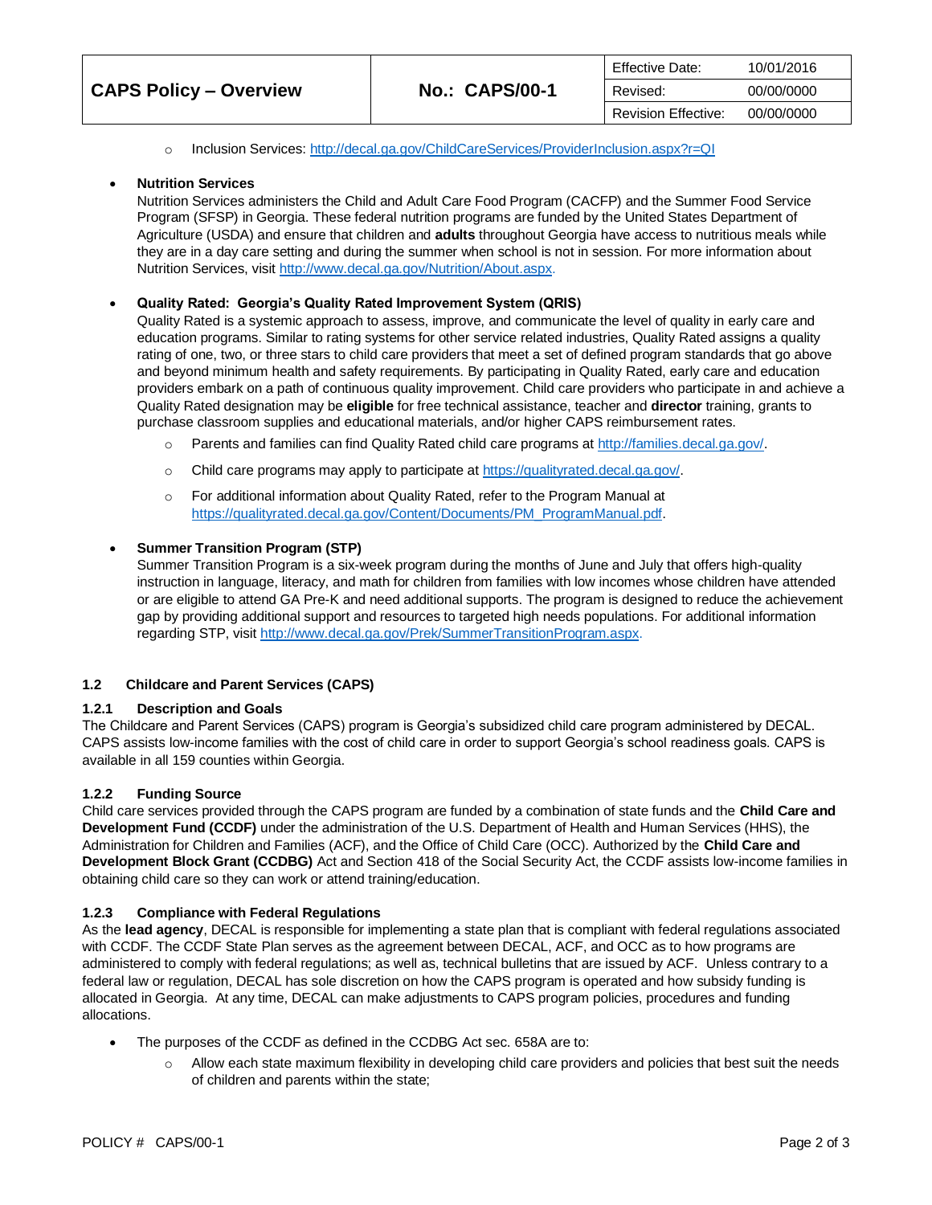- Inclusion Services: http://decal.ga.gov/ChildCareServices/ProviderInclusion.aspx?r=QI

- **Nutrition Services**
  Nutrition Services administers the Child and Adult Care Food Program (CACFP) and the Summer Food Service Program (SFSP) in Georgia. These federal nutrition programs are funded by the United States Department of Agriculture (USDA) and ensure that children and **adults** throughout Georgia have access to nutritious meals while they are in a day care setting and during the summer when school is not in session. For more information about Nutrition Services, visit http://www.decal.ga.gov/Nutrition/About.aspx.

- **Quality Rated: Georgia's Quality Rated Improvement System (QRIS)**
  Quality Rated is a systemic approach to assess, improve, and communicate the level of quality in early care and education programs. Similar to rating systems for other service related industries, Quality Rated assigns a quality rating of one, two, or three stars to child care providers that meet a set of defined program standards that go above and beyond minimum health and safety requirements. By participating in Quality Rated, early care and education providers embark on a path of continuous quality improvement. Child care providers who participate in and achieve a Quality Rated designation may be **eligible** for free technical assistance, teacher and **director** training, grants to purchase classroom supplies and educational materials, and/or higher CAPS reimbursement rates.
  - Parents and families can find Quality Rated child care programs at http://families.decal.ga.gov/.
  - Child care programs may apply to participate at https://qualityrated.decal.ga.gov/.
  - For additional information about Quality Rated, refer to the Program Manual at https://qualityrated.decal.ga.gov/Content/Documents/PM_ProgramManual.pdf.

- **Summer Transition Program (STP)**
  Summer Transition Program is a six-week program during the months of June and July that offers high-quality instruction in language, literacy, and math for children from families with low incomes whose children have attended or are eligible to attend GA Pre-K and need additional supports. The program is designed to reduce the achievement gap by providing additional support and resources to targeted high needs populations. For additional information regarding STP, visit http://www.decal.ga.gov/Prek/SummerTransitionProgram.aspx.

## 1.2 Childcare and Parent Services (CAPS)

### 1.2.1 Description and Goals

The Childcare and Parent Services (CAPS) program is Georgia's subsidized child care program administered by DECAL. CAPS assists low-income families with the cost of child care in order to support Georgia's school readiness goals. CAPS is available in all 159 counties within Georgia.

### 1.2.2 Funding Source

Child care services provided through the CAPS program are funded by a combination of state funds and the **Child Care and Development Fund (CCDF)** under the administration of the U.S. Department of Health and Human Services (HHS), the Administration for Children and Families (ACF), and the Office of Child Care (OCC). Authorized by the **Child Care and Development Block Grant (CCDBG)** Act and Section 418 of the Social Security Act, the CCDF assists low-income families in obtaining child care so they can work or attend training/education.

### 1.2.3 Compliance with Federal Regulations

As the **lead agency**, DECAL is responsible for implementing a state plan that is compliant with federal regulations associated with CCDF. The CCDF State Plan serves as the agreement between DECAL, ACF, and OCC as to how programs are administered to comply with federal regulations; as well as, technical bulletins that are issued by ACF. Unless contrary to a federal law or regulation, DECAL has sole discretion on how the CAPS program is operated and how subsidy funding is allocated in Georgia. At any time, DECAL can make adjustments to CAPS program policies, procedures and funding allocations.

- The purposes of the CCDF as defined in the CCDBG Act sec. 658A are to:
  - Allow each state maximum flexibility in developing child care providers and policies that best suit the needs of children and parents within the state;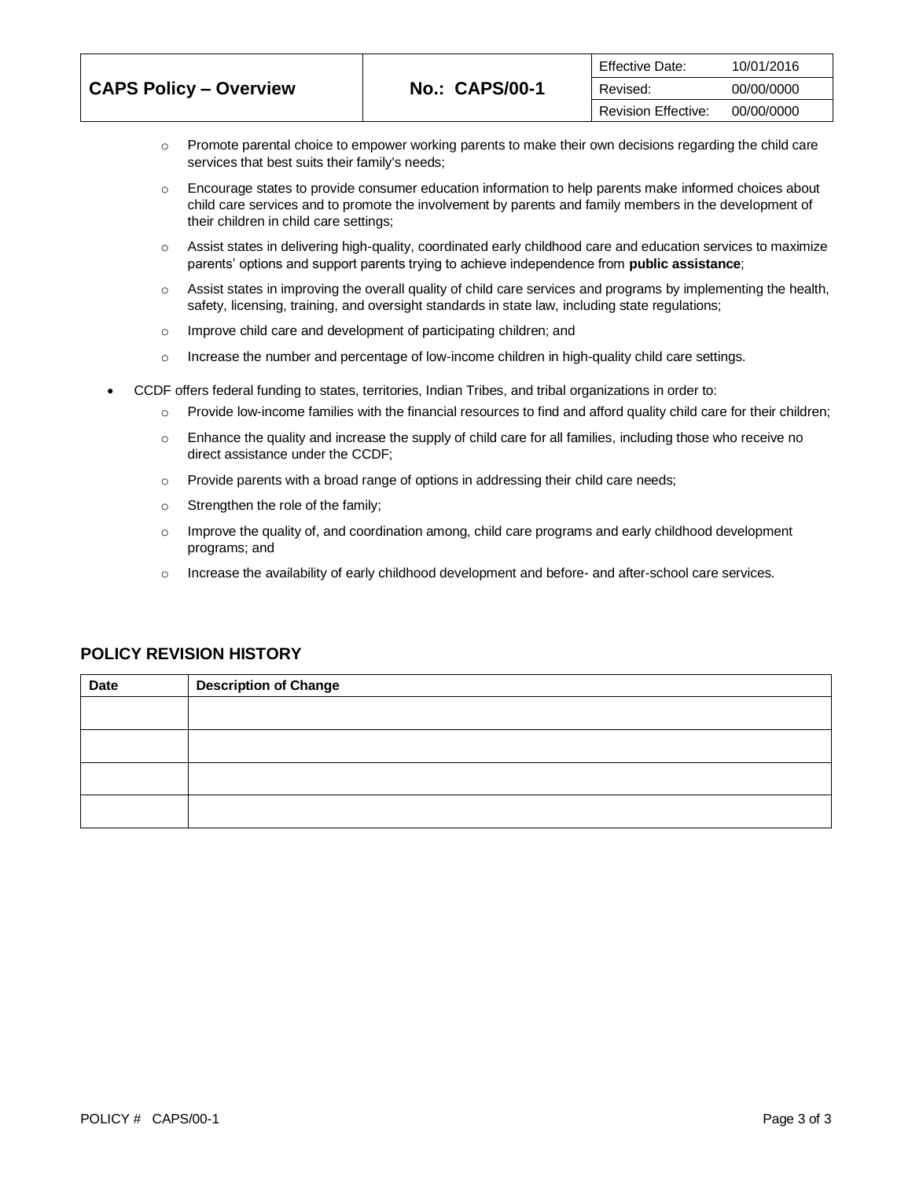- Promote parental choice to empower working parents to make their own decisions regarding the child care services that best suits their family's needs;
  - Encourage states to provide consumer education information to help parents make informed choices about child care services and to promote the involvement by parents and family members in the development of their children in child care settings;
  - Assist states in delivering high-quality, coordinated early childhood care and education services to maximize parents' options and support parents trying to achieve independence from **public assistance**;
  - Assist states in improving the overall quality of child care services and programs by implementing the health, safety, licensing, training, and oversight standards in state law, including state regulations;
  - Improve child care and development of participating children; and
  - Increase the number and percentage of low-income children in high-quality child care settings.

- CCDF offers federal funding to states, territories, Indian Tribes, and tribal organizations in order to:
  - Provide low-income families with the financial resources to find and afford quality child care for their children;
  - Enhance the quality and increase the supply of child care for all families, including those who receive no direct assistance under the CCDF;
  - Provide parents with a broad range of options in addressing their child care needs;
  - Strengthen the role of the family;
  - Improve the quality of, and coordination among, child care programs and early childhood development programs; and
  - Increase the availability of early childhood development and before- and after-school care services.

## POLICY REVISION HISTORY

| Date | Description of Change |
|---|---|
| | |
| | |
| | |
| | |